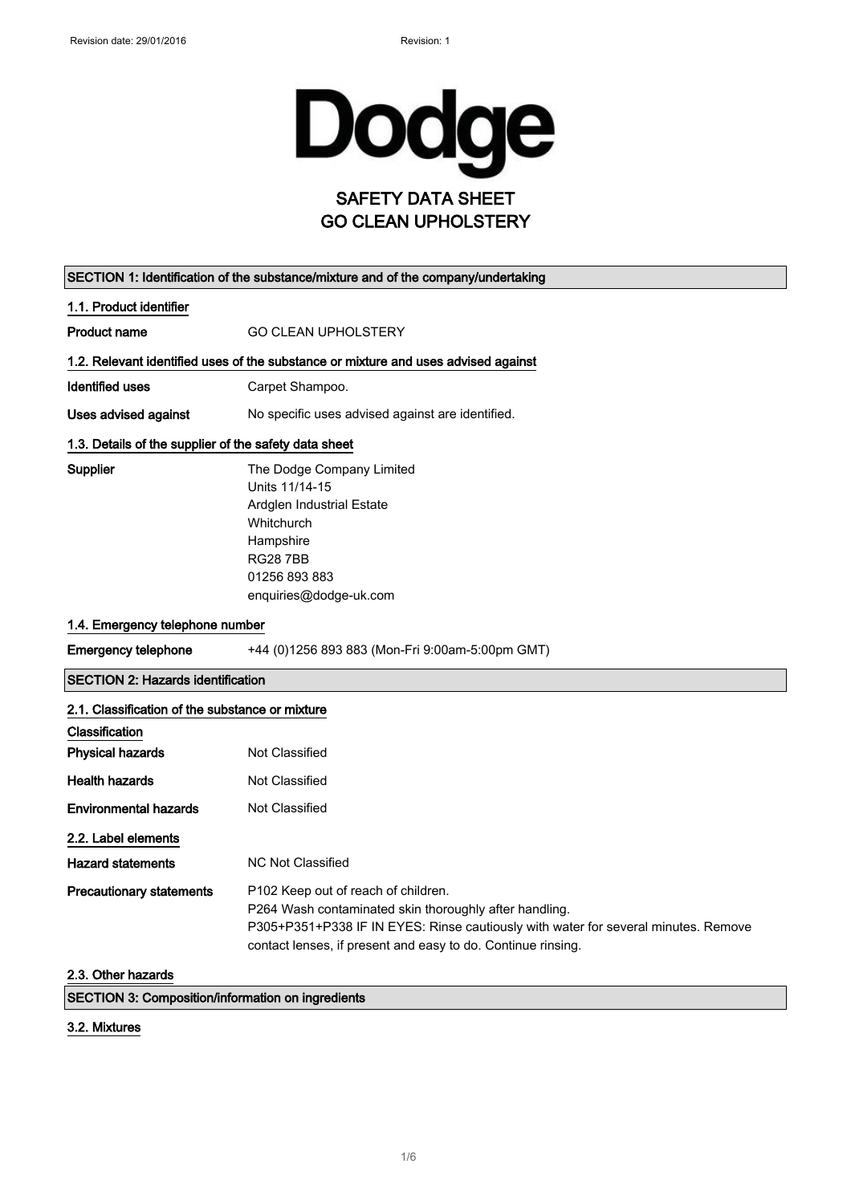Dodge

# SAFETY DATA SHEET
# GO CLEAN UPHOLSTERY

## SECTION 1: Identification of the substance/mixture and of the company/undertaking

### 1.1. Product identifier

**Product name** GO CLEAN UPHOLSTERY

### 1.2. Relevant identified uses of the substance or mixture and uses advised against

**Identified uses** Carpet Shampoo.

**Uses advised against** No specific uses advised against are identified.

### 1.3. Details of the supplier of the safety data sheet

**Supplier**
The Dodge Company Limited
Units 11/14-15
Ardglen Industrial Estate
Whitchurch
Hampshire
RG28 7BB
01256 893 883
enquiries@dodge-uk.com

### 1.4. Emergency telephone number

**Emergency telephone** +44 (0)1256 893 883 (Mon-Fri 9:00am-5:00pm GMT)

## SECTION 2: Hazards identification

### 2.1. Classification of the substance or mixture

**Classification**

**Physical hazards** Not Classified

**Health hazards** Not Classified

**Environmental hazards** Not Classified

### 2.2. Label elements

**Hazard statements** NC Not Classified

**Precautionary statements**
P102 Keep out of reach of children.
P264 Wash contaminated skin thoroughly after handling.
P305+P351+P338 IF IN EYES: Rinse cautiously with water for several minutes. Remove contact lenses, if present and easy to do. Continue rinsing.

### 2.3. Other hazards

## SECTION 3: Composition/information on ingredients

### 3.2. Mixtures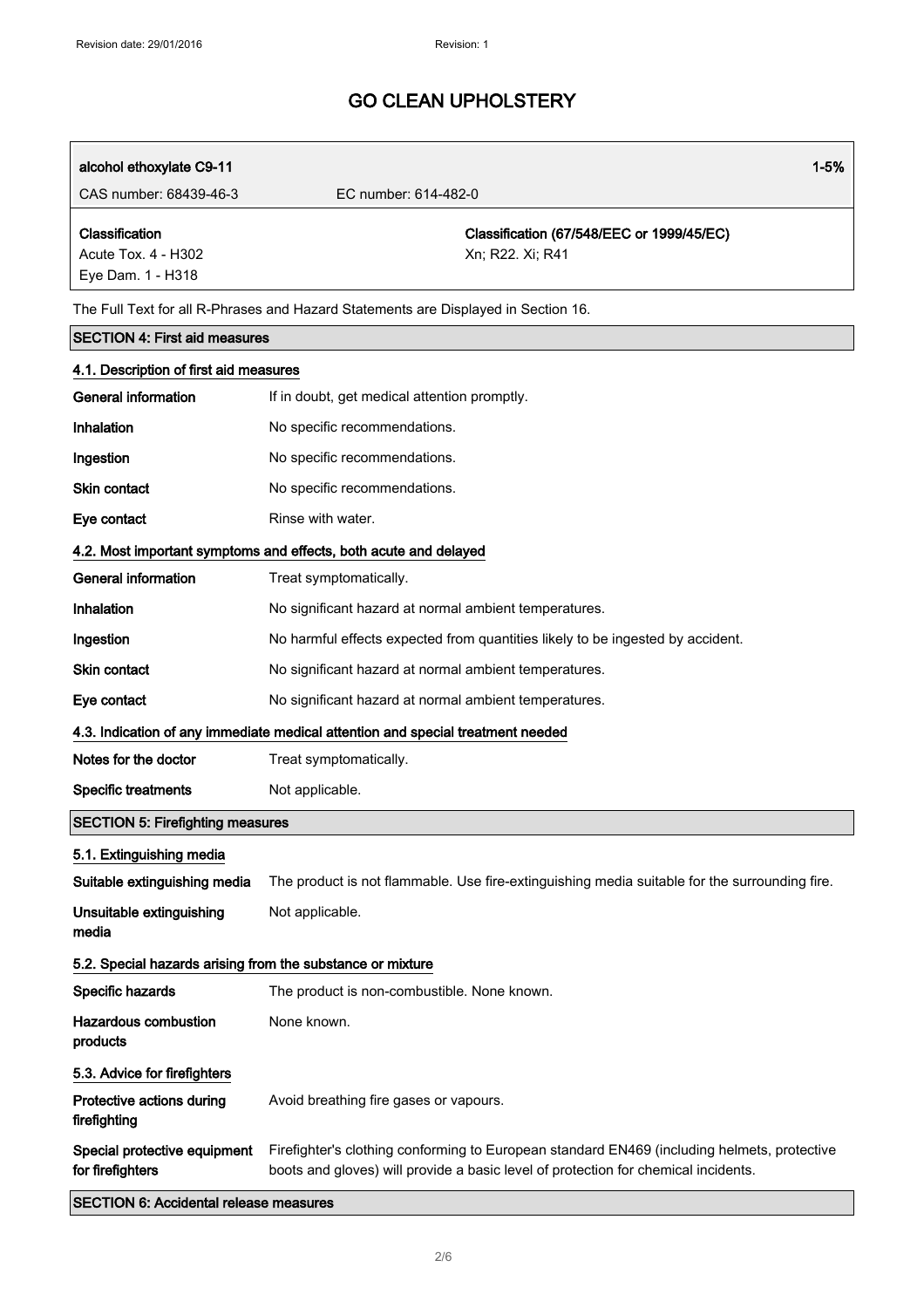# GO CLEAN UPHOLSTERY

| alcohol ethoxylate C9-11 | | 1-5% |
|---|---|---|
| CAS number: 68439-46-3 | EC number: 614-482-0 | |
| **Classification**<br>Acute Tox. 4 - H302<br>Eye Dam. 1 - H318 | **Classification (67/548/EEC or 1999/45/EC)**<br>Xn; R22. Xi; R41 | |

The Full Text for all R-Phrases and Hazard Statements are Displayed in Section 16.

## SECTION 4: First aid measures

### 4.1. Description of first aid measures

| | |
|---|---|
| **General information** | If in doubt, get medical attention promptly. |
| **Inhalation** | No specific recommendations. |
| **Ingestion** | No specific recommendations. |
| **Skin contact** | No specific recommendations. |
| **Eye contact** | Rinse with water. |

### 4.2. Most important symptoms and effects, both acute and delayed

| | |
|---|---|
| **General information** | Treat symptomatically. |
| **Inhalation** | No significant hazard at normal ambient temperatures. |
| **Ingestion** | No harmful effects expected from quantities likely to be ingested by accident. |
| **Skin contact** | No significant hazard at normal ambient temperatures. |
| **Eye contact** | No significant hazard at normal ambient temperatures. |

### 4.3. Indication of any immediate medical attention and special treatment needed

| | |
|---|---|
| **Notes for the doctor** | Treat symptomatically. |
| **Specific treatments** | Not applicable. |

## SECTION 5: Firefighting measures

### 5.1. Extinguishing media

| | |
|---|---|
| **Suitable extinguishing media** | The product is not flammable. Use fire-extinguishing media suitable for the surrounding fire. |
| **Unsuitable extinguishing media** | Not applicable. |

### 5.2. Special hazards arising from the substance or mixture

| | |
|---|---|
| **Specific hazards** | The product is non-combustible. None known. |
| **Hazardous combustion products** | None known. |

### 5.3. Advice for firefighters

| | |
|---|---|
| **Protective actions during firefighting** | Avoid breathing fire gases or vapours. |
| **Special protective equipment for firefighters** | Firefighter's clothing conforming to European standard EN469 (including helmets, protective boots and gloves) will provide a basic level of protection for chemical incidents. |

## SECTION 6: Accidental release measures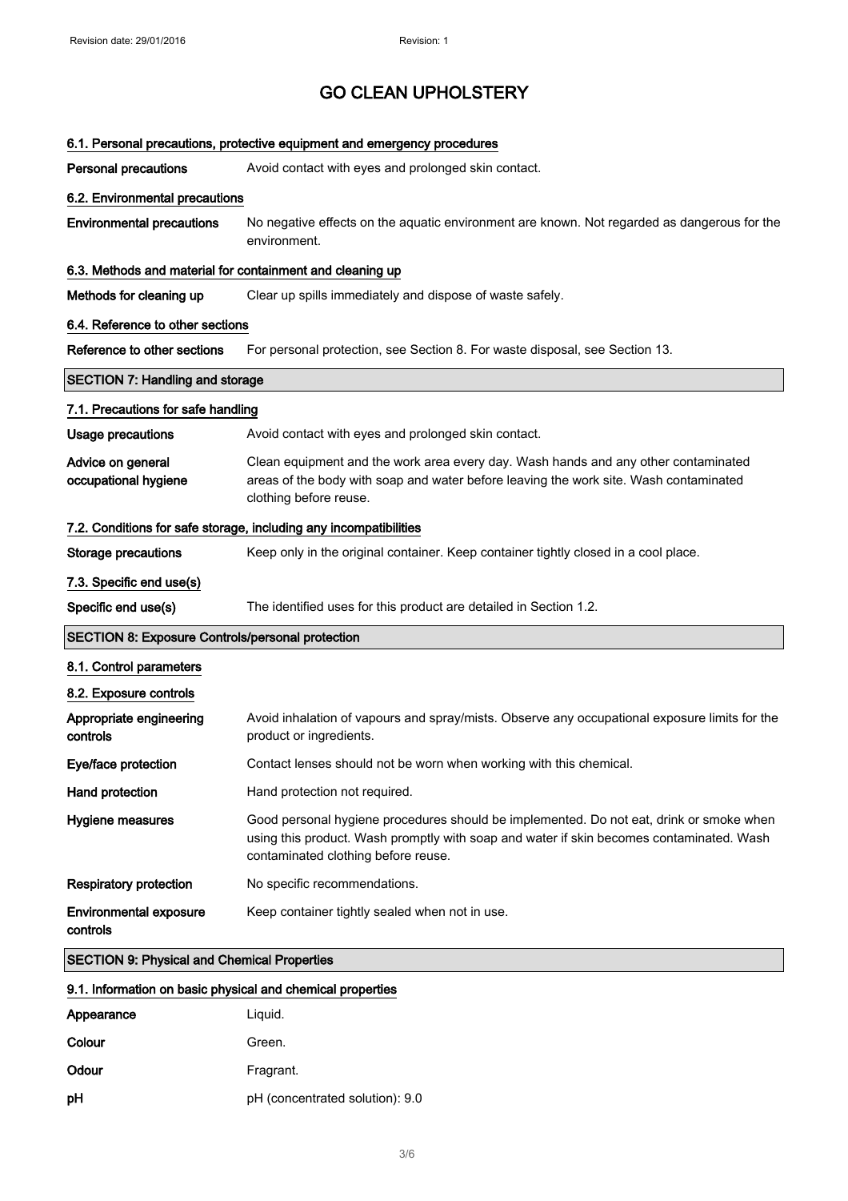# GO CLEAN UPHOLSTERY

### 6.1. Personal precautions, protective equipment and emergency procedures

| | |
|---|---|
| **Personal precautions** | Avoid contact with eyes and prolonged skin contact. |

### 6.2. Environmental precautions

| | |
|---|---|
| **Environmental precautions** | No negative effects on the aquatic environment are known. Not regarded as dangerous for the environment. |

### 6.3. Methods and material for containment and cleaning up

| | |
|---|---|
| **Methods for cleaning up** | Clear up spills immediately and dispose of waste safely. |

### 6.4. Reference to other sections

| | |
|---|---|
| **Reference to other sections** | For personal protection, see Section 8. For waste disposal, see Section 13. |

## SECTION 7: Handling and storage

### 7.1. Precautions for safe handling

| | |
|---|---|
| **Usage precautions** | Avoid contact with eyes and prolonged skin contact. |
| **Advice on general occupational hygiene** | Clean equipment and the work area every day. Wash hands and any other contaminated areas of the body with soap and water before leaving the work site. Wash contaminated clothing before reuse. |

### 7.2. Conditions for safe storage, including any incompatibilities

| | |
|---|---|
| **Storage precautions** | Keep only in the original container. Keep container tightly closed in a cool place. |

### 7.3. Specific end use(s)

| | |
|---|---|
| **Specific end use(s)** | The identified uses for this product are detailed in Section 1.2. |

## SECTION 8: Exposure Controls/personal protection

### 8.1. Control parameters

### 8.2. Exposure controls

| | |
|---|---|
| **Appropriate engineering controls** | Avoid inhalation of vapours and spray/mists. Observe any occupational exposure limits for the product or ingredients. |
| **Eye/face protection** | Contact lenses should not be worn when working with this chemical. |
| **Hand protection** | Hand protection not required. |
| **Hygiene measures** | Good personal hygiene procedures should be implemented. Do not eat, drink or smoke when using this product. Wash promptly with soap and water if skin becomes contaminated. Wash contaminated clothing before reuse. |
| **Respiratory protection** | No specific recommendations. |
| **Environmental exposure controls** | Keep container tightly sealed when not in use. |

## SECTION 9: Physical and Chemical Properties

### 9.1. Information on basic physical and chemical properties

| | |
|---|---|
| **Appearance** | Liquid. |
| **Colour** | Green. |
| **Odour** | Fragrant. |
| **pH** | pH (concentrated solution): 9.0 |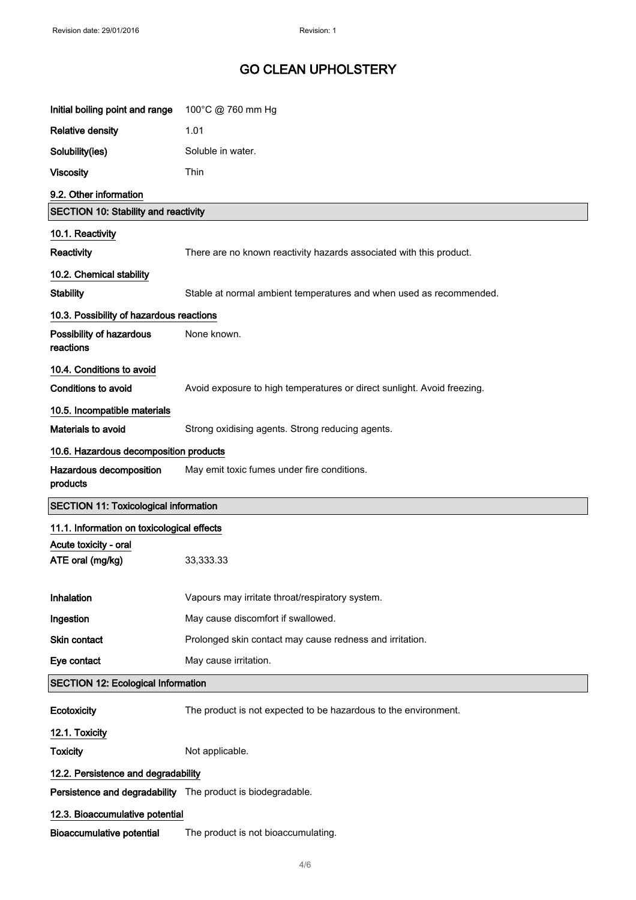| | |
|---|---|
| **Initial boiling point and range** | 100°C @ 760 mm Hg |
| **Relative density** | 1.01 |
| **Solubility(ies)** | Soluble in water. |
| **Viscosity** | Thin |

**9.2. Other information**

## SECTION 10: Stability and reactivity

**10.1. Reactivity**

| | |
|---|---|
| **Reactivity** | There are no known reactivity hazards associated with this product. |

**10.2. Chemical stability**

| | |
|---|---|
| **Stability** | Stable at normal ambient temperatures and when used as recommended. |

**10.3. Possibility of hazardous reactions**

| | |
|---|---|
| **Possibility of hazardous reactions** | None known. |

**10.4. Conditions to avoid**

| | |
|---|---|
| **Conditions to avoid** | Avoid exposure to high temperatures or direct sunlight. Avoid freezing. |

**10.5. Incompatible materials**

| | |
|---|---|
| **Materials to avoid** | Strong oxidising agents. Strong reducing agents. |

**10.6. Hazardous decomposition products**

| | |
|---|---|
| **Hazardous decomposition products** | May emit toxic fumes under fire conditions. |

## SECTION 11: Toxicological information

**11.1. Information on toxicological effects**

**Acute toxicity - oral**

| | |
|---|---|
| **ATE oral (mg/kg)** | 33,333.33 |
| **Inhalation** | Vapours may irritate throat/respiratory system. |
| **Ingestion** | May cause discomfort if swallowed. |
| **Skin contact** | Prolonged skin contact may cause redness and irritation. |
| **Eye contact** | May cause irritation. |

## SECTION 12: Ecological Information

| | |
|---|---|
| **Ecotoxicity** | The product is not expected to be hazardous to the environment. |

**12.1. Toxicity**

| | |
|---|---|
| **Toxicity** | Not applicable. |

**12.2. Persistence and degradability**

| | |
|---|---|
| **Persistence and degradability** | The product is biodegradable. |

**12.3. Bioaccumulative potential**

| | |
|---|---|
| **Bioaccumulative potential** | The product is not bioaccumulating. |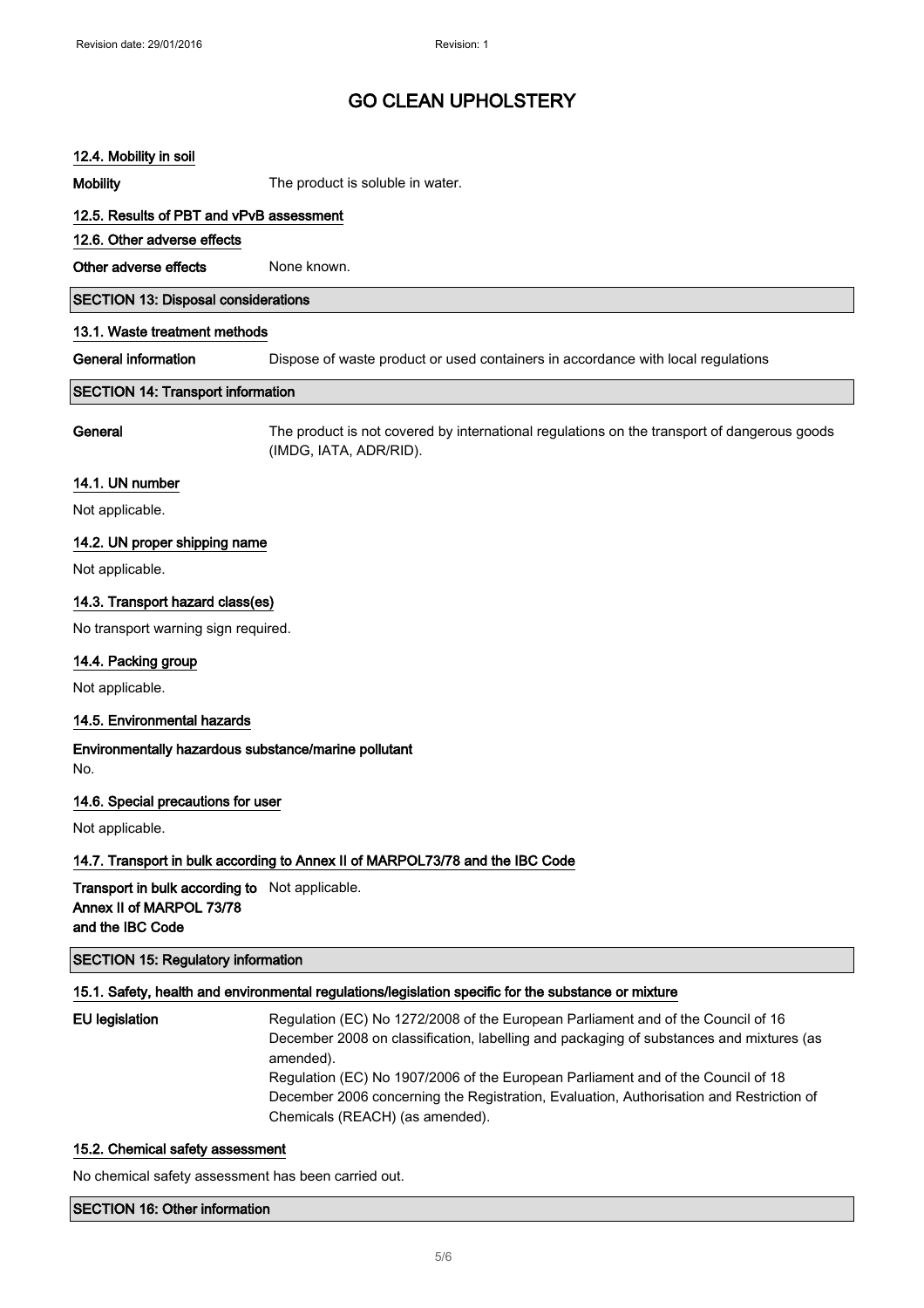# GO CLEAN UPHOLSTERY

### 12.4. Mobility in soil

**Mobility** The product is soluble in water.

### 12.5. Results of PBT and vPvB assessment

### 12.6. Other adverse effects

**Other adverse effects** None known.

## SECTION 13: Disposal considerations

### 13.1. Waste treatment methods

**General information** Dispose of waste product or used containers in accordance with local regulations

## SECTION 14: Transport information

**General** The product is not covered by international regulations on the transport of dangerous goods (IMDG, IATA, ADR/RID).

### 14.1. UN number

Not applicable.

### 14.2. UN proper shipping name

Not applicable.

### 14.3. Transport hazard class(es)

No transport warning sign required.

### 14.4. Packing group

Not applicable.

### 14.5. Environmental hazards

**Environmentally hazardous substance/marine pollutant**

No.

### 14.6. Special precautions for user

Not applicable.

### 14.7. Transport in bulk according to Annex II of MARPOL73/78 and the IBC Code

**Transport in bulk according to Annex II of MARPOL 73/78 and the IBC Code** Not applicable.

## SECTION 15: Regulatory information

### 15.1. Safety, health and environmental regulations/legislation specific for the substance or mixture

**EU legislation** Regulation (EC) No 1272/2008 of the European Parliament and of the Council of 16 December 2008 on classification, labelling and packaging of substances and mixtures (as amended).
Regulation (EC) No 1907/2006 of the European Parliament and of the Council of 18 December 2006 concerning the Registration, Evaluation, Authorisation and Restriction of Chemicals (REACH) (as amended).

### 15.2. Chemical safety assessment

No chemical safety assessment has been carried out.

## SECTION 16: Other information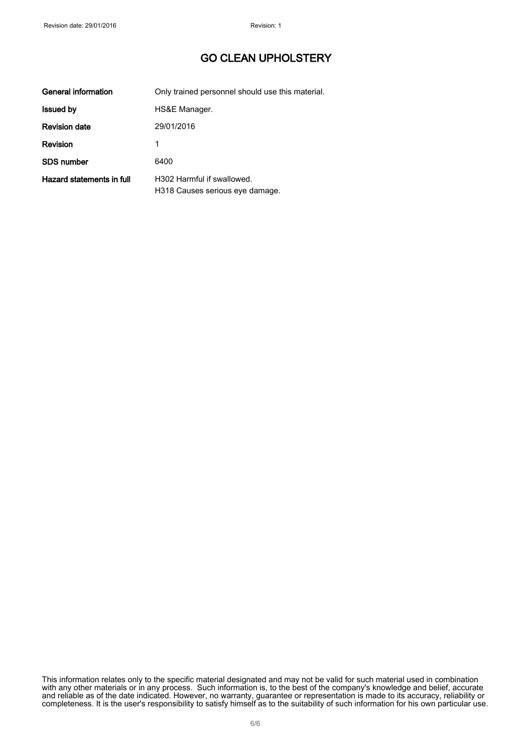# GO CLEAN UPHOLSTERY

| | |
|---|---|
| **General information** | Only trained personnel should use this material. |
| **Issued by** | HS&E Manager. |
| **Revision date** | 29/01/2016 |
| **Revision** | 1 |
| **SDS number** | 6400 |
| **Hazard statements in full** | H302 Harmful if swallowed.<br>H318 Causes serious eye damage. |

This information relates only to the specific material designated and may not be valid for such material used in combination with any other materials or in any process. Such information is, to the best of the company's knowledge and belief, accurate and reliable as of the date indicated. However, no warranty, guarantee or representation is made to its accuracy, reliability or completeness. It is the user's responsibility to satisfy himself as to the suitability of such information for his own particular use.